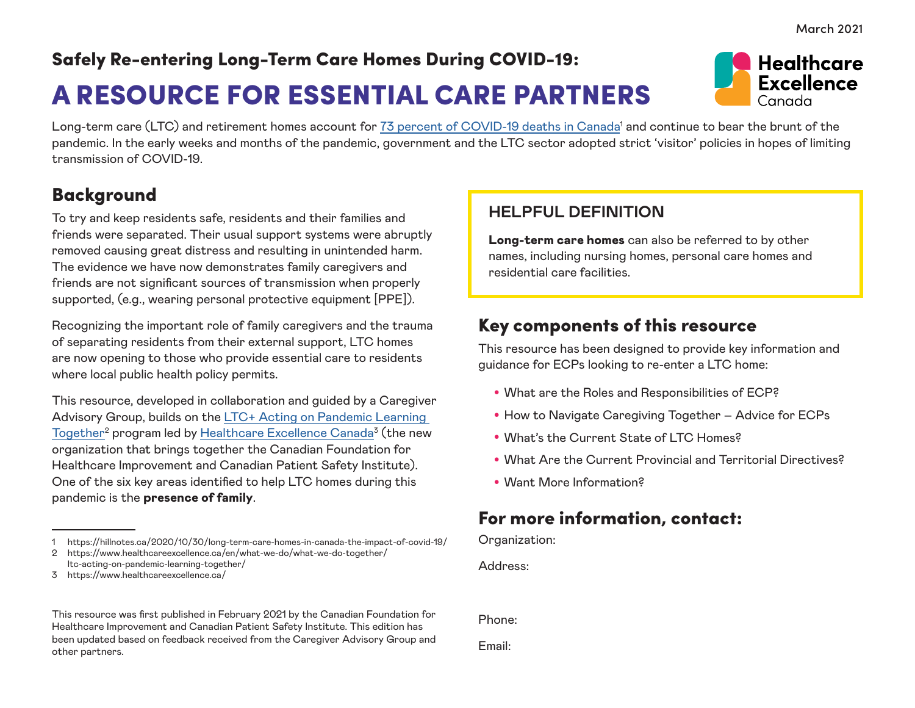March 2021

## Safely Re-entering Long-Term Care Homes During COVID-19:

# A RESOURCE FOR ESSENTIAL CARE PARTNERS

Healthcare Excellence Canada

Long-term care (LTC) and retirement homes account for 73 percent of COVID-19 deaths in Canada[1] and continue to bear the brunt of the pandemic. In the early weeks and months of the pandemic, government and the LTC sector adopted strict 'visitor' policies in hopes of limiting transmission of COVID-19.

## Background

To try and keep residents safe, residents and their families and friends were separated. Their usual support systems were abruptly removed causing great distress and resulting in unintended harm. The evidence we have now demonstrates family caregivers and friends are not significant sources of transmission when properly supported, (e.g., wearing personal protective equipment [PPE]).

Recognizing the important role of family caregivers and the trauma of separating residents from their external support, LTC homes are now opening to those who provide essential care to residents where local public health policy permits.

This resource, developed in collaboration and guided by a Caregiver Advisory Group, builds on the LTC+ Acting on Pandemic Learning Together[2] program led by Healthcare Excellence Canada[3] (the new organization that brings together the Canadian Foundation for Healthcare Improvement and Canadian Patient Safety Institute). One of the six key areas identified to help LTC homes during this pandemic is the **presence of family**.

1 https://hillnotes.ca/2020/10/30/long-term-care-homes-in-canada-the-impact-of-covid-19/
2 https://www.healthcareexcellence.ca/en/what-we-do/what-we-do-together/ltc-acting-on-pandemic-learning-together/
3 https://www.healthcareexcellence.ca/

This resource was first published in February 2021 by the Canadian Foundation for Healthcare Improvement and Canadian Patient Safety Institute. This edition has been updated based on feedback received from the Caregiver Advisory Group and other partners.

### HELPFUL DEFINITION

**Long-term care homes** can also be referred to by other names, including nursing homes, personal care homes and residential care facilities.

## Key components of this resource

This resource has been designed to provide key information and guidance for ECPs looking to re-enter a LTC home:

- What are the Roles and Responsibilities of ECP?
- How to Navigate Caregiving Together – Advice for ECPs
- What's the Current State of LTC Homes?
- What Are the Current Provincial and Territorial Directives?
- Want More Information?

## For more information, contact:

Organization:

Address:

Phone:

Email: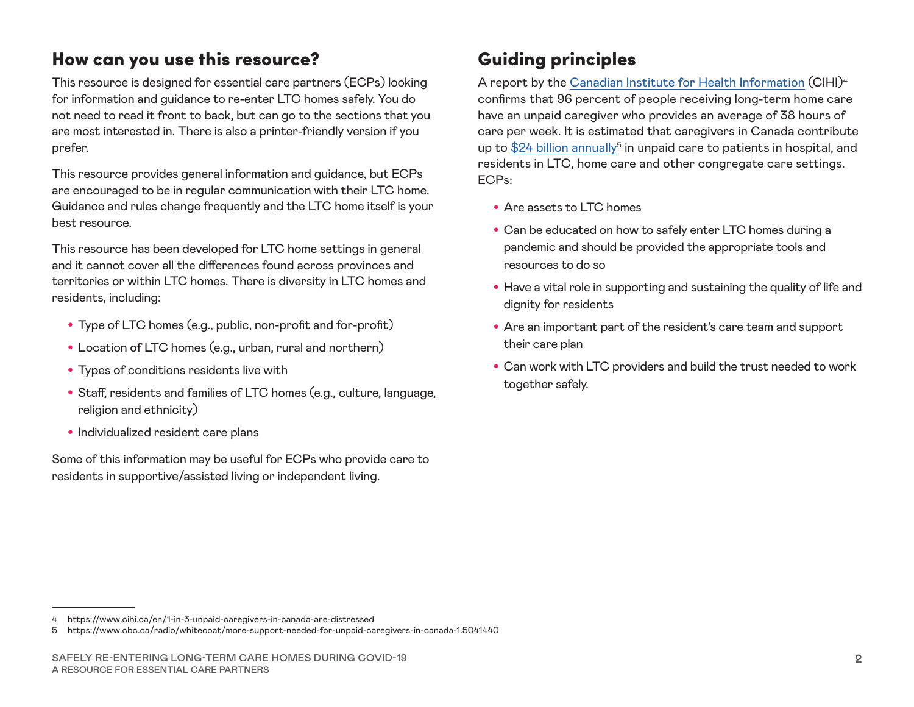## How can you use this resource?

This resource is designed for essential care partners (ECPs) looking for information and guidance to re-enter LTC homes safely. You do not need to read it front to back, but can go to the sections that you are most interested in. There is also a printer-friendly version if you prefer.

This resource provides general information and guidance, but ECPs are encouraged to be in regular communication with their LTC home. Guidance and rules change frequently and the LTC home itself is your best resource.

This resource has been developed for LTC home settings in general and it cannot cover all the differences found across provinces and territories or within LTC homes. There is diversity in LTC homes and residents, including:

- Type of LTC homes (e.g., public, non-profit and for-profit)
- Location of LTC homes (e.g., urban, rural and northern)
- Types of conditions residents live with
- Staff, residents and families of LTC homes (e.g., culture, language, religion and ethnicity)
- Individualized resident care plans

Some of this information may be useful for ECPs who provide care to residents in supportive/assisted living or independent living.

## Guiding principles

A report by the Canadian Institute for Health Information (CIHI)[4] confirms that 96 percent of people receiving long-term home care have an unpaid caregiver who provides an average of 38 hours of care per week. It is estimated that caregivers in Canada contribute up to $24 billion annually[5] in unpaid care to patients in hospital, and residents in LTC, home care and other congregate care settings. ECPs:

- Are assets to LTC homes
- Can be educated on how to safely enter LTC homes during a pandemic and should be provided the appropriate tools and resources to do so
- Have a vital role in supporting and sustaining the quality of life and dignity for residents
- Are an important part of the resident's care team and support their care plan
- Can work with LTC providers and build the trust needed to work together safely.

---

4 https://www.cihi.ca/en/1-in-3-unpaid-caregivers-in-canada-are-distressed

5 https://www.cbc.ca/radio/whitecoat/more-support-needed-for-unpaid-caregivers-in-canada-1.5041440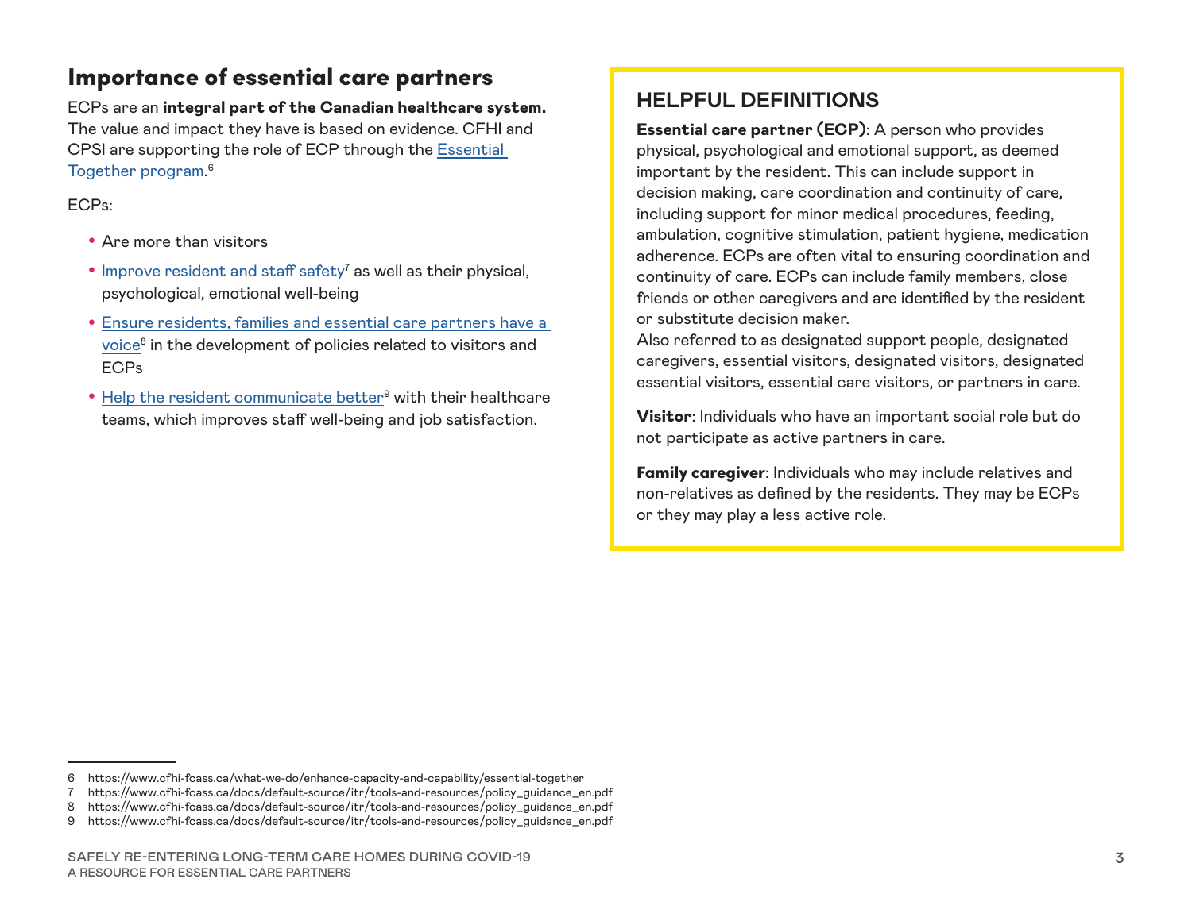## Importance of essential care partners

ECPs are an **integral part of the Canadian healthcare system.** The value and impact they have is based on evidence. CFHI and CPSI are supporting the role of ECP through the [Essential Together program](https://www.cfhi-fcass.ca/what-we-do/enhance-capacity-and-capability/essential-together).[6]

ECPs:

- Are more than visitors
- [Improve resident and staff safety](https://www.cfhi-fcass.ca/docs/default-source/itr/tools-and-resources/policy_guidance_en.pdf)[7] as well as their physical, psychological, emotional well-being
- [Ensure residents, families and essential care partners have a voice](https://www.cfhi-fcass.ca/docs/default-source/itr/tools-and-resources/policy_guidance_en.pdf)[8] in the development of policies related to visitors and ECPs
- [Help the resident communicate better](https://www.cfhi-fcass.ca/docs/default-source/itr/tools-and-resources/policy_guidance_en.pdf)[9] with their healthcare teams, which improves staff well-being and job satisfaction.

### HELPFUL DEFINITIONS

**Essential care partner (ECP)**: A person who provides physical, psychological and emotional support, as deemed important by the resident. This can include support in decision making, care coordination and continuity of care, including support for minor medical procedures, feeding, ambulation, cognitive stimulation, patient hygiene, medication adherence. ECPs are often vital to ensuring coordination and continuity of care. ECPs can include family members, close friends or other caregivers and are identified by the resident or substitute decision maker.
Also referred to as designated support people, designated caregivers, essential visitors, designated visitors, designated essential visitors, essential care visitors, or partners in care.

**Visitor**: Individuals who have an important social role but do not participate as active partners in care.

**Family caregiver**: Individuals who may include relatives and non-relatives as defined by the residents. They may be ECPs or they may play a less active role.

---

6 https://www.cfhi-fcass.ca/what-we-do/enhance-capacity-and-capability/essential-together
7 https://www.cfhi-fcass.ca/docs/default-source/itr/tools-and-resources/policy_guidance_en.pdf
8 https://www.cfhi-fcass.ca/docs/default-source/itr/tools-and-resources/policy_guidance_en.pdf
9 https://www.cfhi-fcass.ca/docs/default-source/itr/tools-and-resources/policy_guidance_en.pdf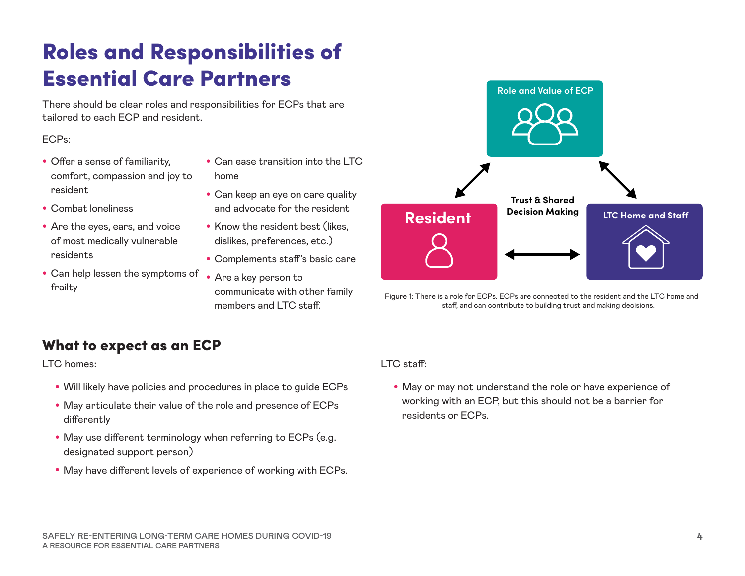# Roles and Responsibilities of Essential Care Partners

There should be clear roles and responsibilities for ECPs that are tailored to each ECP and resident.

ECPs:

- Offer a sense of familiarity, comfort, compassion and joy to resident
- Combat loneliness
- Are the eyes, ears, and voice of most medically vulnerable residents
- Can help lessen the symptoms of frailty
- Can ease transition into the LTC home
- Can keep an eye on care quality and advocate for the resident
- Know the resident best (likes, dislikes, preferences, etc.)
- Complements staff's basic care
- Are a key person to communicate with other family members and LTC staff.

Role and Value of ECP

Trust & Shared Decision Making

Resident

LTC Home and Staff

Figure 1: There is a role for ECPs. ECPs are connected to the resident and the LTC home and staff, and can contribute to building trust and making decisions.

## What to expect as an ECP

LTC homes:

- Will likely have policies and procedures in place to guide ECPs
- May articulate their value of the role and presence of ECPs differently
- May use different terminology when referring to ECPs (e.g. designated support person)
- May have different levels of experience of working with ECPs.

LTC staff:

- May or may not understand the role or have experience of working with an ECP, but this should not be a barrier for residents or ECPs.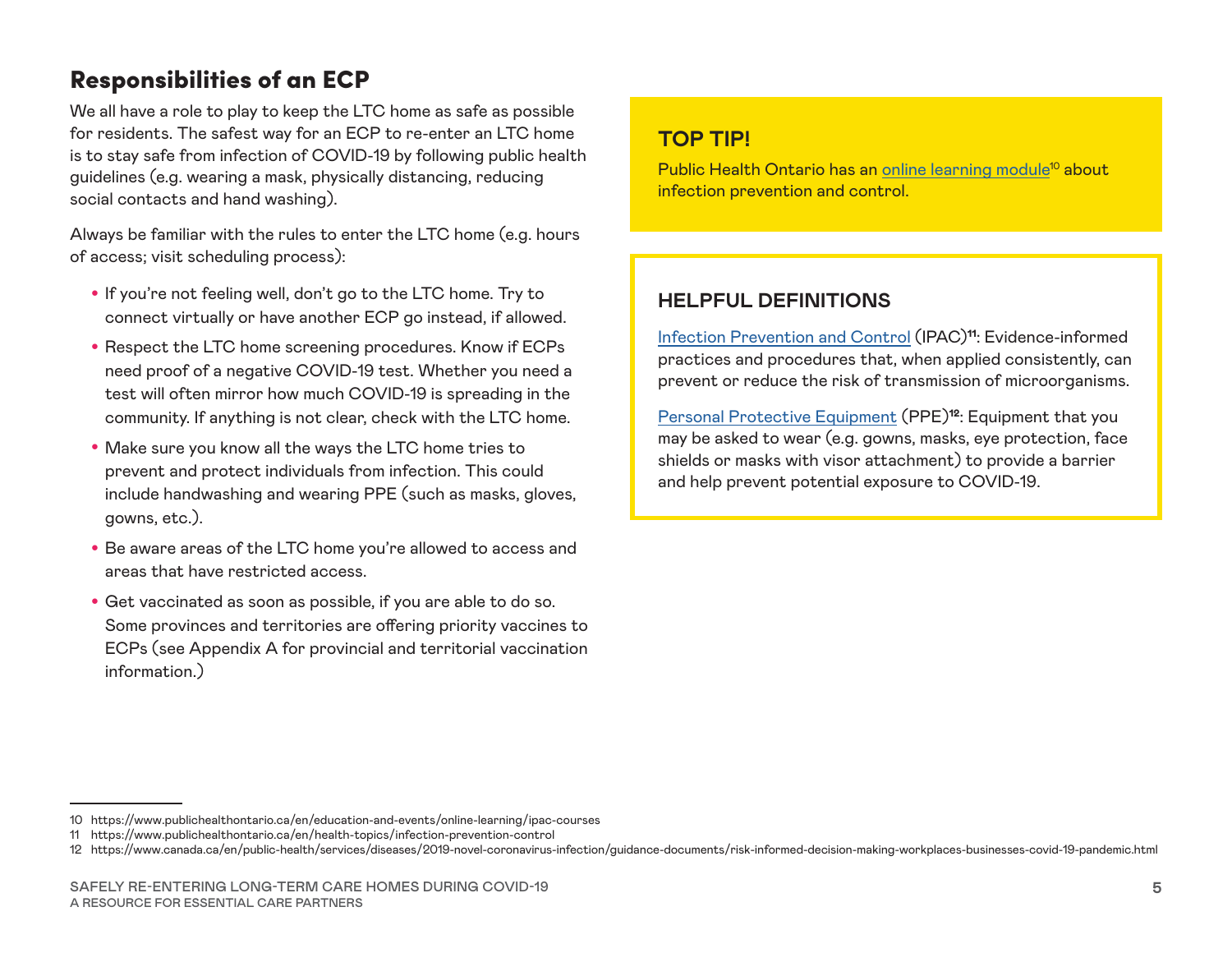## Responsibilities of an ECP

We all have a role to play to keep the LTC home as safe as possible for residents. The safest way for an ECP to re-enter an LTC home is to stay safe from infection of COVID-19 by following public health guidelines (e.g. wearing a mask, physically distancing, reducing social contacts and hand washing).

Always be familiar with the rules to enter the LTC home (e.g. hours of access; visit scheduling process):

- If you're not feeling well, don't go to the LTC home. Try to connect virtually or have another ECP go instead, if allowed.
- Respect the LTC home screening procedures. Know if ECPs need proof of a negative COVID-19 test. Whether you need a test will often mirror how much COVID-19 is spreading in the community. If anything is not clear, check with the LTC home.
- Make sure you know all the ways the LTC home tries to prevent and protect individuals from infection. This could include handwashing and wearing PPE (such as masks, gloves, gowns, etc.).
- Be aware areas of the LTC home you're allowed to access and areas that have restricted access.
- Get vaccinated as soon as possible, if you are able to do so. Some provinces and territories are offering priority vaccines to ECPs (see Appendix A for provincial and territorial vaccination information.)

### TOP TIP!

Public Health Ontario has an online learning module[10] about infection prevention and control.

### HELPFUL DEFINITIONS

Infection Prevention and Control (IPAC)[11]: Evidence-informed practices and procedures that, when applied consistently, can prevent or reduce the risk of transmission of microorganisms.

Personal Protective Equipment (PPE)[12]: Equipment that you may be asked to wear (e.g. gowns, masks, eye protection, face shields or masks with visor attachment) to provide a barrier and help prevent potential exposure to COVID-19.

---

10 https://www.publichealthontario.ca/en/education-and-events/online-learning/ipac-courses

11 https://www.publichealthontario.ca/en/health-topics/infection-prevention-control

12 https://www.canada.ca/en/public-health/services/diseases/2019-novel-coronavirus-infection/guidance-documents/risk-informed-decision-making-workplaces-businesses-covid-19-pandemic.html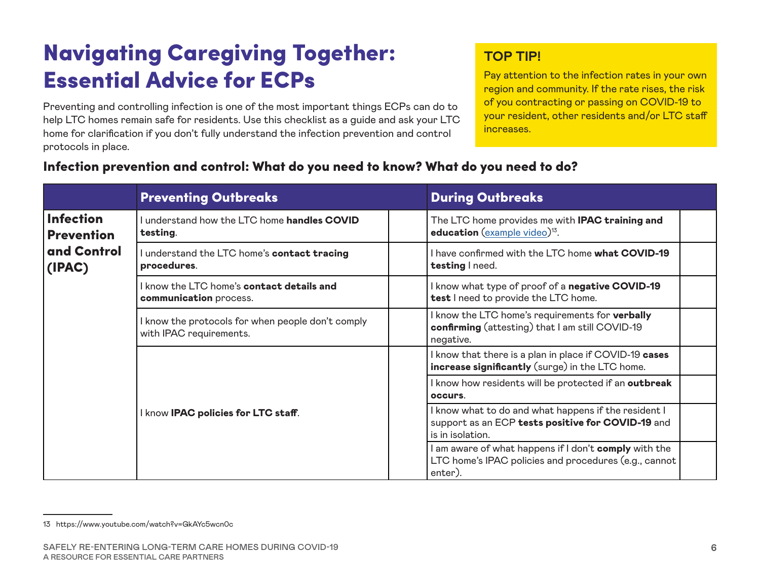# Navigating Caregiving Together: Essential Advice for ECPs

Preventing and controlling infection is one of the most important things ECPs can do to help LTC homes remain safe for residents. Use this checklist as a guide and ask your LTC home for clarification if you don't fully understand the infection prevention and control protocols in place.

> **TOP TIP!**
>
> Pay attention to the infection rates in your own region and community. If the rate rises, the risk of you contracting or passing on COVID-19 to your resident, other residents and/or LTC staff increases.

## Infection prevention and control: What do you need to know? What do you need to do?

| | Preventing Outbreaks | | During Outbreaks | |
|---|---|---|---|---|
| **Infection Prevention and Control (IPAC)** | I understand how the LTC home **handles COVID testing**. | | The LTC home provides me with **IPAC training and education** (example video)[13]. | |
| | I understand the LTC home's **contact tracing procedures**. | | I have confirmed with the LTC home **what COVID-19 testing** I need. | |
| | I know the LTC home's **contact details and communication** process. | | I know what type of proof of a **negative COVID-19 test** I need to provide the LTC home. | |
| | I know the protocols for when people don't comply with IPAC requirements. | | I know the LTC home's requirements for **verbally confirming** (attesting) that I am still COVID-19 negative. | |
| | I know **IPAC policies for LTC staff**. | | I know that there is a plan in place if COVID-19 **cases increase significantly** (surge) in the LTC home. | |
| | | | I know how residents will be protected if an **outbreak occurs**. | |
| | | | I know what to do and what happens if the resident I support as an ECP **tests positive for COVID-19** and is in isolation. | |
| | | | I am aware of what happens if I don't **comply** with the LTC home's IPAC policies and procedures (e.g., cannot enter). | |

---

13 https://www.youtube.com/watch?v=GkAYc5wcn0c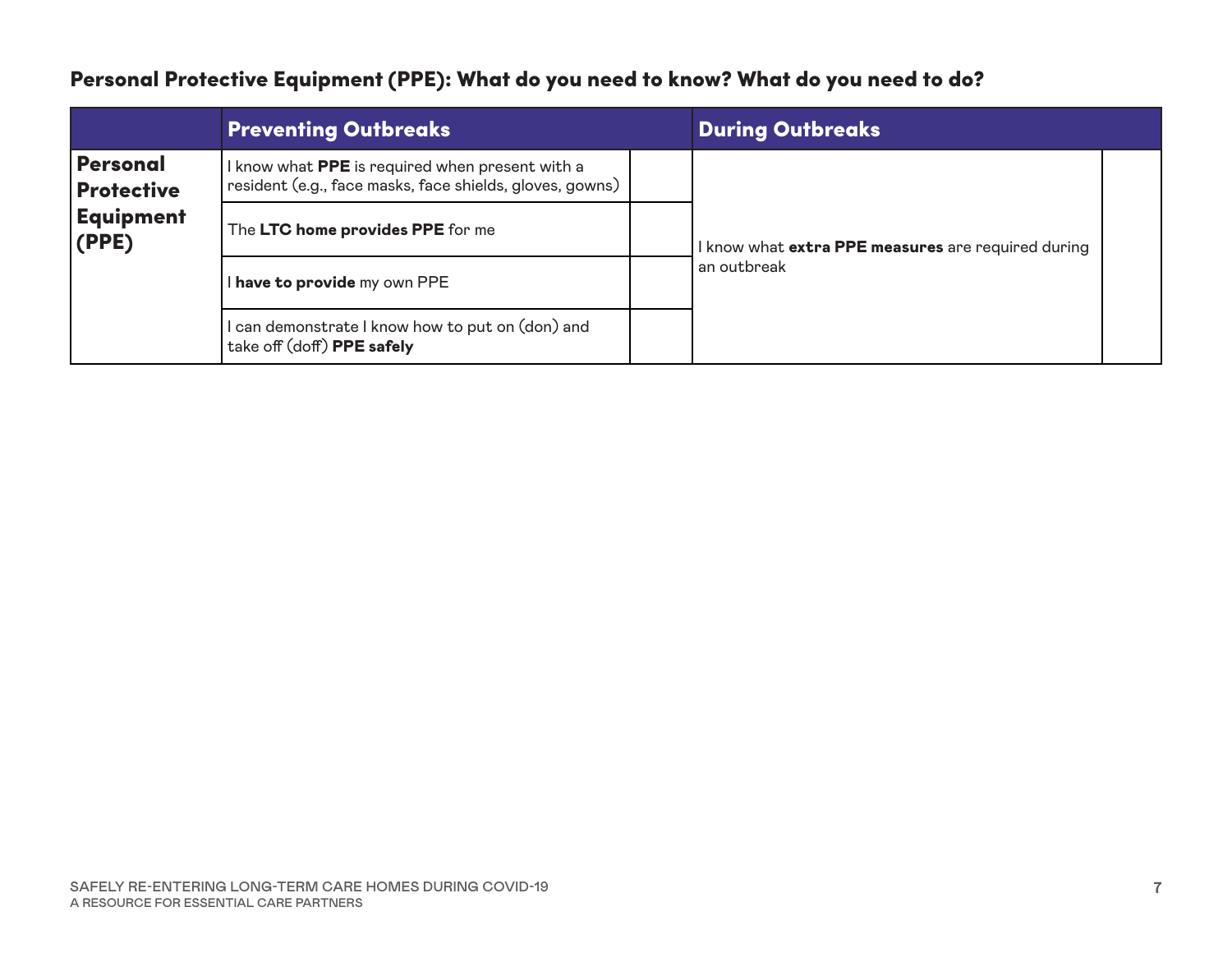## Personal Protective Equipment (PPE): What do you need to know? What do you need to do?

| | Preventing Outbreaks | | During Outbreaks | |
|---|---|---|---|---|
| **Personal Protective Equipment (PPE)** | I know what **PPE** is required when present with a resident (e.g., face masks, face shields, gloves, gowns) | | I know what **extra PPE measures** are required during an outbreak | |
| | The **LTC home provides PPE** for me | | | |
| | I **have to provide** my own PPE | | | |
| | I can demonstrate I know how to put on (don) and take off (doff) **PPE safely** | | | |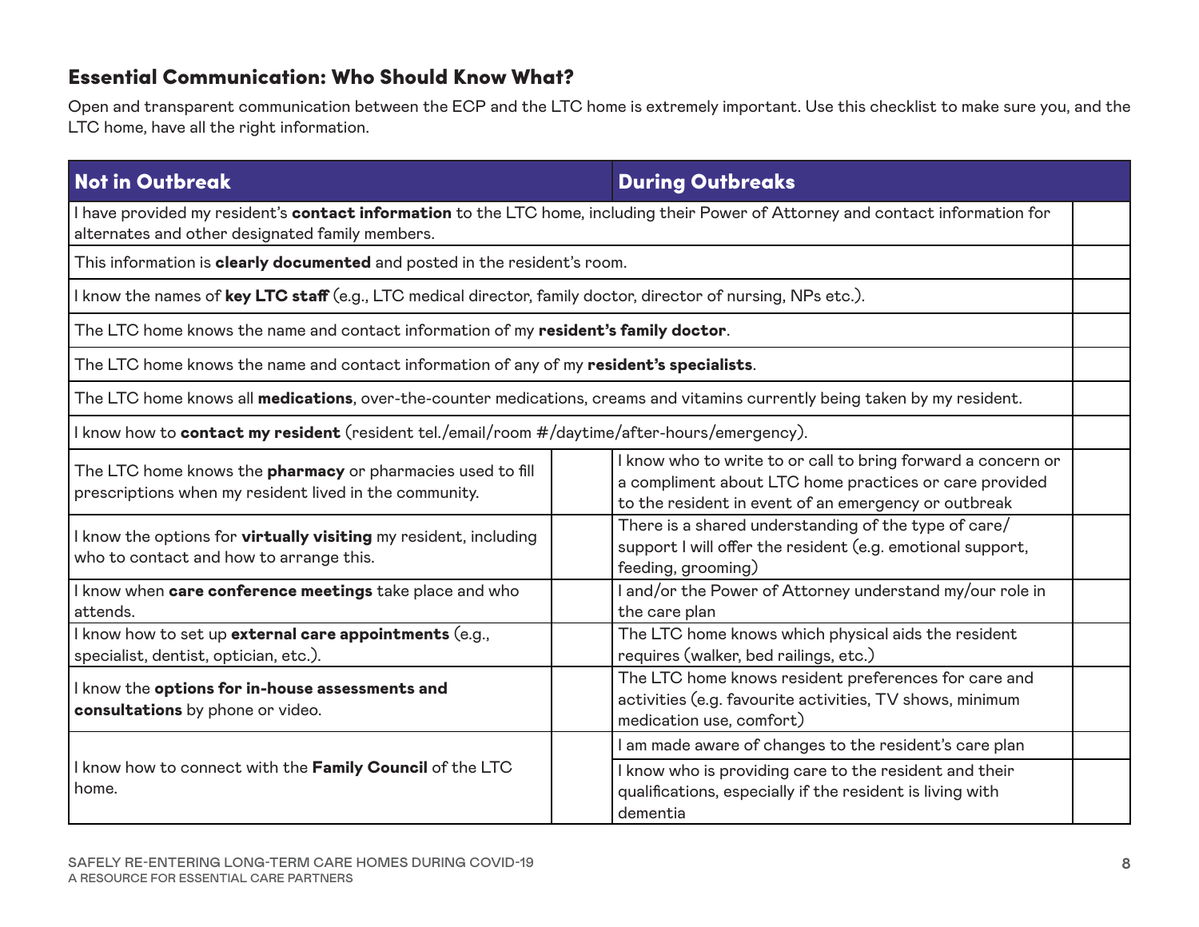### Essential Communication: Who Should Know What?

Open and transparent communication between the ECP and the LTC home is extremely important. Use this checklist to make sure you, and the LTC home, have all the right information.

| Not in Outbreak | | During Outbreaks | |
|---|---|---|---|
| I have provided my resident's **contact information** to the LTC home, including their Power of Attorney and contact information for alternates and other designated family members. | | | |
| This information is **clearly documented** and posted in the resident's room. | | | |
| I know the names of **key LTC staff** (e.g., LTC medical director, family doctor, director of nursing, NPs etc.). | | | |
| The LTC home knows the name and contact information of my **resident's family doctor**. | | | |
| The LTC home knows the name and contact information of any of my **resident's specialists**. | | | |
| The LTC home knows all **medications**, over-the-counter medications, creams and vitamins currently being taken by my resident. | | | |
| I know how to **contact my resident** (resident tel./email/room #/daytime/after-hours/emergency). | | | |
| The LTC home knows the **pharmacy** or pharmacies used to fill prescriptions when my resident lived in the community. | | I know who to write to or call to bring forward a concern or a compliment about LTC home practices or care provided to the resident in event of an emergency or outbreak | |
| I know the options for **virtually visiting** my resident, including who to contact and how to arrange this. | | There is a shared understanding of the type of care/support I will offer the resident (e.g. emotional support, feeding, grooming) | |
| I know when **care conference meetings** take place and who attends. | | I and/or the Power of Attorney understand my/our role in the care plan | |
| I know how to set up **external care appointments** (e.g., specialist, dentist, optician, etc.). | | The LTC home knows which physical aids the resident requires (walker, bed railings, etc.) | |
| I know the **options for in-house assessments and consultations** by phone or video. | | The LTC home knows resident preferences for care and activities (e.g. favourite activities, TV shows, minimum medication use, comfort) | |
| I know how to connect with the **Family Council** of the LTC home. | | I am made aware of changes to the resident's care plan | |
| | | I know who is providing care to the resident and their qualifications, especially if the resident is living with dementia | |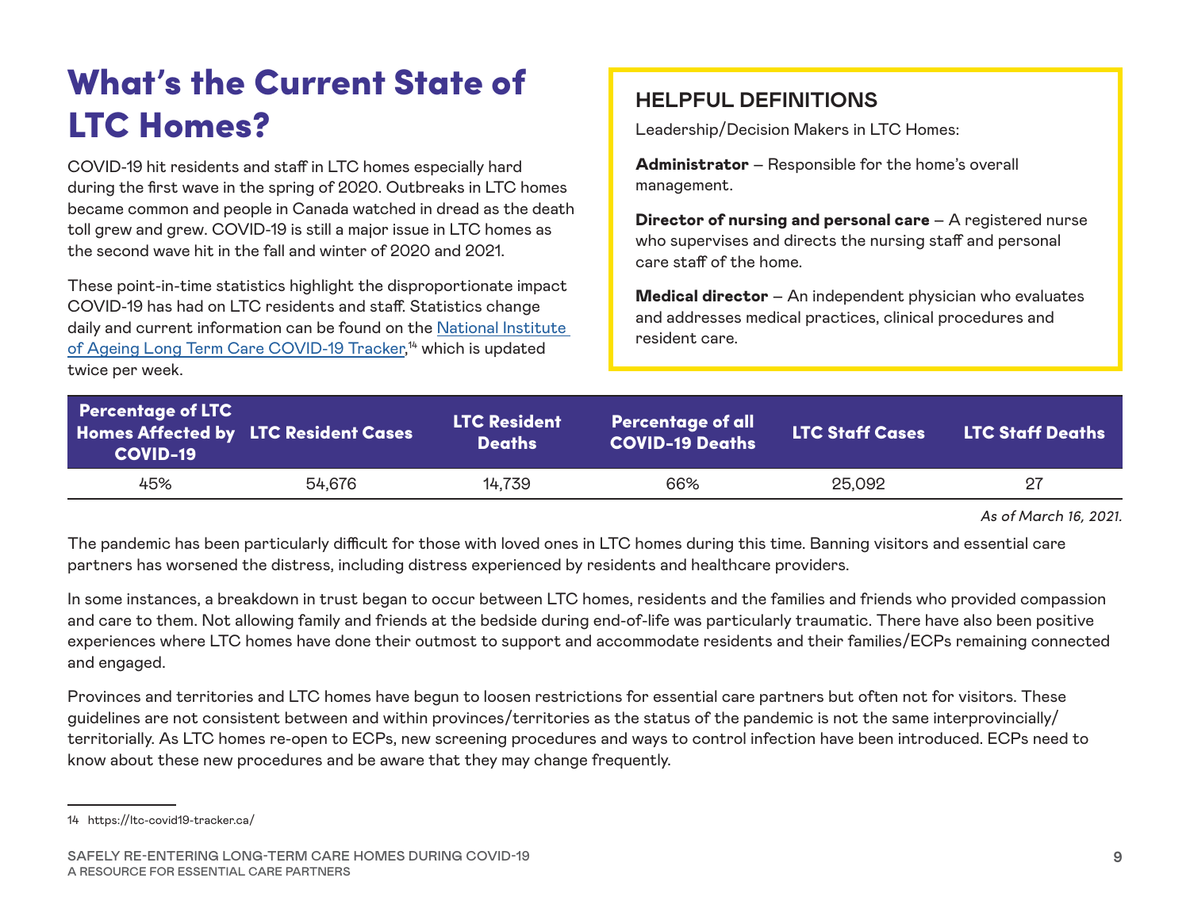# What's the Current State of LTC Homes?

COVID-19 hit residents and staff in LTC homes especially hard during the first wave in the spring of 2020. Outbreaks in LTC homes became common and people in Canada watched in dread as the death toll grew and grew. COVID-19 is still a major issue in LTC homes as the second wave hit in the fall and winter of 2020 and 2021.

These point-in-time statistics highlight the disproportionate impact COVID-19 has had on LTC residents and staff. Statistics change daily and current information can be found on the National Institute of Ageing Long Term Care COVID-19 Tracker,[14] which is updated twice per week.

## HELPFUL DEFINITIONS

Leadership/Decision Makers in LTC Homes:

**Administrator** – Responsible for the home's overall management.

**Director of nursing and personal care** – A registered nurse who supervises and directs the nursing staff and personal care staff of the home.

**Medical director** – An independent physician who evaluates and addresses medical practices, clinical procedures and resident care.

| Percentage of LTC Homes Affected by COVID-19 | LTC Resident Cases | LTC Resident Deaths | Percentage of all COVID-19 Deaths | LTC Staff Cases | LTC Staff Deaths |
|---|---|---|---|---|---|
| 45% | 54,676 | 14,739 | 66% | 25,092 | 27 |

*As of March 16, 2021.*

The pandemic has been particularly difficult for those with loved ones in LTC homes during this time. Banning visitors and essential care partners has worsened the distress, including distress experienced by residents and healthcare providers.

In some instances, a breakdown in trust began to occur between LTC homes, residents and the families and friends who provided compassion and care to them. Not allowing family and friends at the bedside during end-of-life was particularly traumatic. There have also been positive experiences where LTC homes have done their outmost to support and accommodate residents and their families/ECPs remaining connected and engaged.

Provinces and territories and LTC homes have begun to loosen restrictions for essential care partners but often not for visitors. These guidelines are not consistent between and within provinces/territories as the status of the pandemic is not the same interprovincially/territorially. As LTC homes re-open to ECPs, new screening procedures and ways to control infection have been introduced. ECPs need to know about these new procedures and be aware that they may change frequently.

14 https://ltc-covid19-tracker.ca/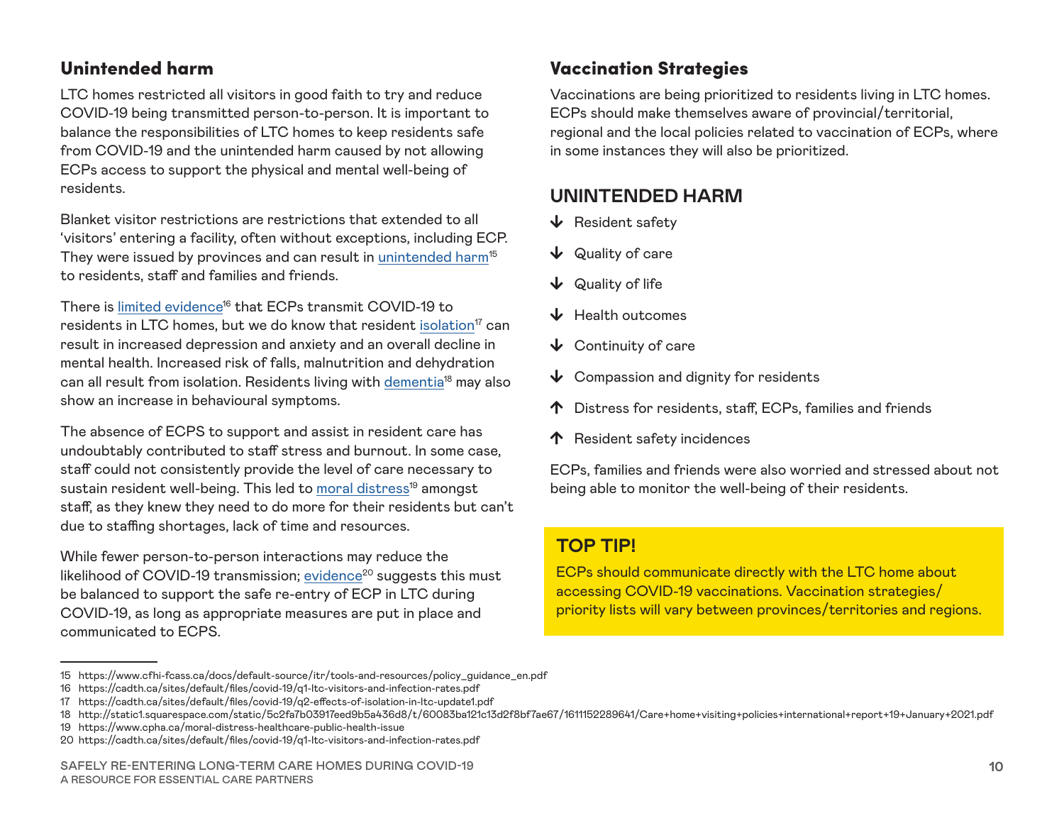## Unintended harm

LTC homes restricted all visitors in good faith to try and reduce COVID-19 being transmitted person-to-person. It is important to balance the responsibilities of LTC homes to keep residents safe from COVID-19 and the unintended harm caused by not allowing ECPs access to support the physical and mental well-being of residents.

Blanket visitor restrictions are restrictions that extended to all 'visitors' entering a facility, often without exceptions, including ECP. They were issued by provinces and can result in unintended harm[15] to residents, staff and families and friends.

There is limited evidence[16] that ECPs transmit COVID-19 to residents in LTC homes, but we do know that resident isolation[17] can result in increased depression and anxiety and an overall decline in mental health. Increased risk of falls, malnutrition and dehydration can all result from isolation. Residents living with dementia[18] may also show an increase in behavioural symptoms.

The absence of ECPS to support and assist in resident care has undoubtably contributed to staff stress and burnout. In some case, staff could not consistently provide the level of care necessary to sustain resident well-being. This led to moral distress[19] amongst staff, as they knew they need to do more for their residents but can't due to staffing shortages, lack of time and resources.

While fewer person-to-person interactions may reduce the likelihood of COVID-19 transmission; evidence[20] suggests this must be balanced to support the safe re-entry of ECP in LTC during COVID-19, as long as appropriate measures are put in place and communicated to ECPS.

## Vaccination Strategies

Vaccinations are being prioritized to residents living in LTC homes. ECPs should make themselves aware of provincial/territorial, regional and the local policies related to vaccination of ECPs, where in some instances they will also be prioritized.

### UNINTENDED HARM

- ↓ Resident safety
- ↓ Quality of care
- ↓ Quality of life
- ↓ Health outcomes
- ↓ Continuity of care
- ↓ Compassion and dignity for residents
- ↑ Distress for residents, staff, ECPs, families and friends
- ↑ Resident safety incidences

ECPs, families and friends were also worried and stressed about not being able to monitor the well-being of their residents.

### TOP TIP!

ECPs should communicate directly with the LTC home about accessing COVID-19 vaccinations. Vaccination strategies/priority lists will vary between provinces/territories and regions.

---

15 https://www.cfhi-fcass.ca/docs/default-source/itr/tools-and-resources/policy_guidance_en.pdf
16 https://cadth.ca/sites/default/files/covid-19/q1-ltc-visitors-and-infection-rates.pdf
17 https://cadth.ca/sites/default/files/covid-19/q2-effects-of-isolation-in-ltc-update1.pdf
18 http://static1.squarespace.com/static/5c2fa7b03917eed9b5a436d8/t/60083ba121c13d2f8bf7ae67/1611152289641/Care+home+visiting+policies+international+report+19+January+2021.pdf
19 https://www.cpha.ca/moral-distress-healthcare-public-health-issue
20 https://cadth.ca/sites/default/files/covid-19/q1-ltc-visitors-and-infection-rates.pdf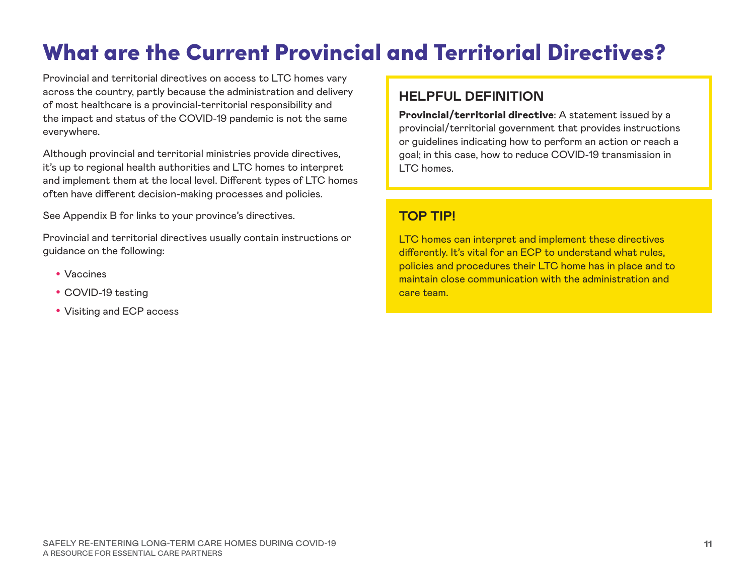# What are the Current Provincial and Territorial Directives?

Provincial and territorial directives on access to LTC homes vary across the country, partly because the administration and delivery of most healthcare is a provincial-territorial responsibility and the impact and status of the COVID-19 pandemic is not the same everywhere.

Although provincial and territorial ministries provide directives, it's up to regional health authorities and LTC homes to interpret and implement them at the local level. Different types of LTC homes often have different decision-making processes and policies.

See Appendix B for links to your province's directives.

Provincial and territorial directives usually contain instructions or guidance on the following:

- Vaccines
- COVID-19 testing
- Visiting and ECP access

## HELPFUL DEFINITION

**Provincial/territorial directive**: A statement issued by a provincial/territorial government that provides instructions or guidelines indicating how to perform an action or reach a goal; in this case, how to reduce COVID-19 transmission in LTC homes.

## TOP TIP!

LTC homes can interpret and implement these directives differently. It's vital for an ECP to understand what rules, policies and procedures their LTC home has in place and to maintain close communication with the administration and care team.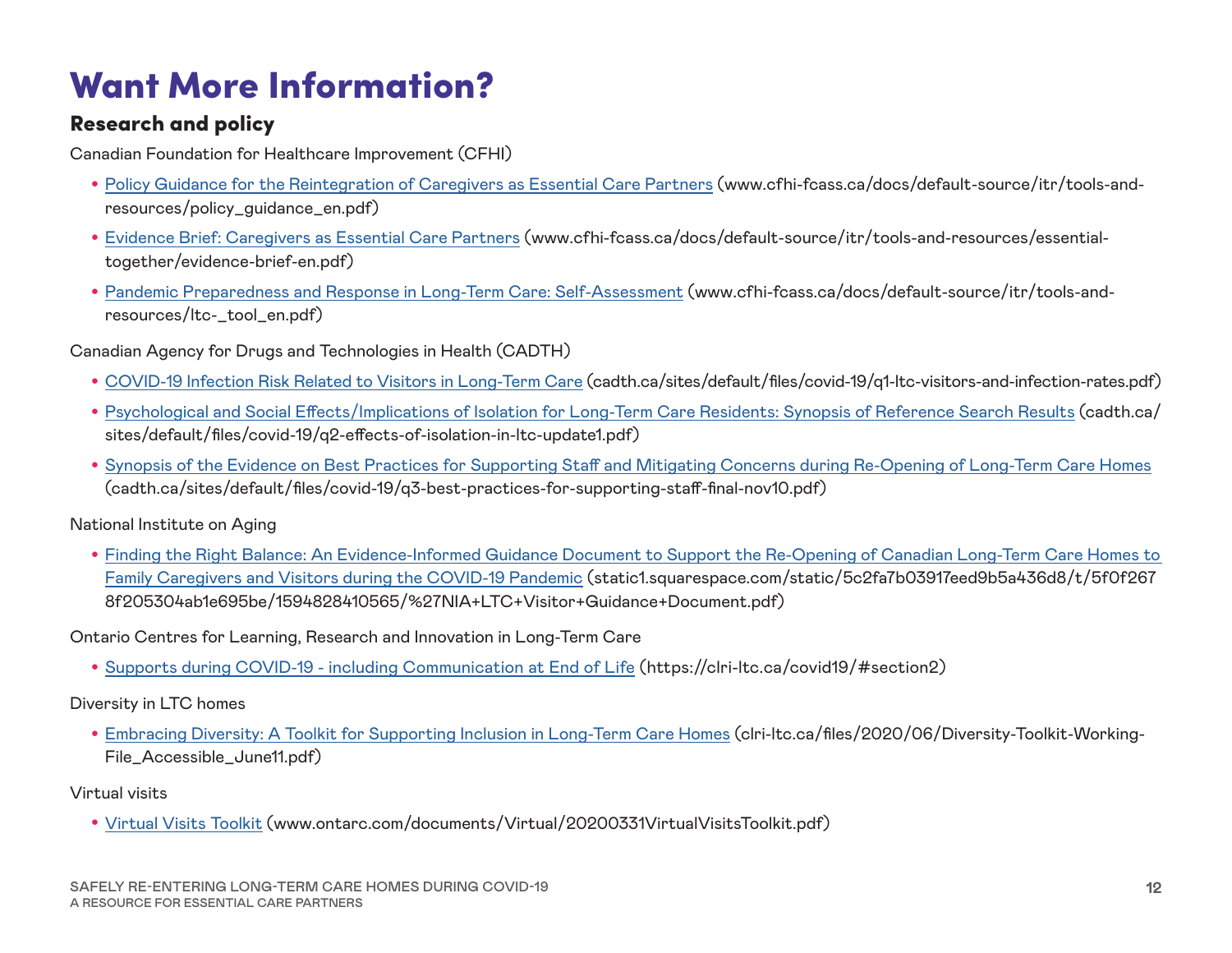# Want More Information?

## Research and policy

Canadian Foundation for Healthcare Improvement (CFHI)

- Policy Guidance for the Reintegration of Caregivers as Essential Care Partners (www.cfhi-fcass.ca/docs/default-source/itr/tools-and-resources/policy_guidance_en.pdf)
- Evidence Brief: Caregivers as Essential Care Partners (www.cfhi-fcass.ca/docs/default-source/itr/tools-and-resources/essential-together/evidence-brief-en.pdf)
- Pandemic Preparedness and Response in Long-Term Care: Self-Assessment (www.cfhi-fcass.ca/docs/default-source/itr/tools-and-resources/ltc-_tool_en.pdf)

Canadian Agency for Drugs and Technologies in Health (CADTH)

- COVID-19 Infection Risk Related to Visitors in Long-Term Care (cadth.ca/sites/default/files/covid-19/q1-ltc-visitors-and-infection-rates.pdf)
- Psychological and Social Effects/Implications of Isolation for Long-Term Care Residents: Synopsis of Reference Search Results (cadth.ca/sites/default/files/covid-19/q2-effects-of-isolation-in-ltc-update1.pdf)
- Synopsis of the Evidence on Best Practices for Supporting Staff and Mitigating Concerns during Re-Opening of Long-Term Care Homes (cadth.ca/sites/default/files/covid-19/q3-best-practices-for-supporting-staff-final-nov10.pdf)

National Institute on Aging

- Finding the Right Balance: An Evidence-Informed Guidance Document to Support the Re-Opening of Canadian Long-Term Care Homes to Family Caregivers and Visitors during the COVID-19 Pandemic (static1.squarespace.com/static/5c2fa7b03917eed9b5a436d8/t/5f0f2678f205304ab1e695be/1594828410565/%27NIA+LTC+Visitor+Guidance+Document.pdf)

Ontario Centres for Learning, Research and Innovation in Long-Term Care

- Supports during COVID-19 - including Communication at End of Life (https://clri-ltc.ca/covid19/#section2)

Diversity in LTC homes

- Embracing Diversity: A Toolkit for Supporting Inclusion in Long-Term Care Homes (clri-ltc.ca/files/2020/06/Diversity-Toolkit-Working-File_Accessible_June11.pdf)

Virtual visits

- Virtual Visits Toolkit (www.ontarc.com/documents/Virtual/20200331VirtualVisitsToolkit.pdf)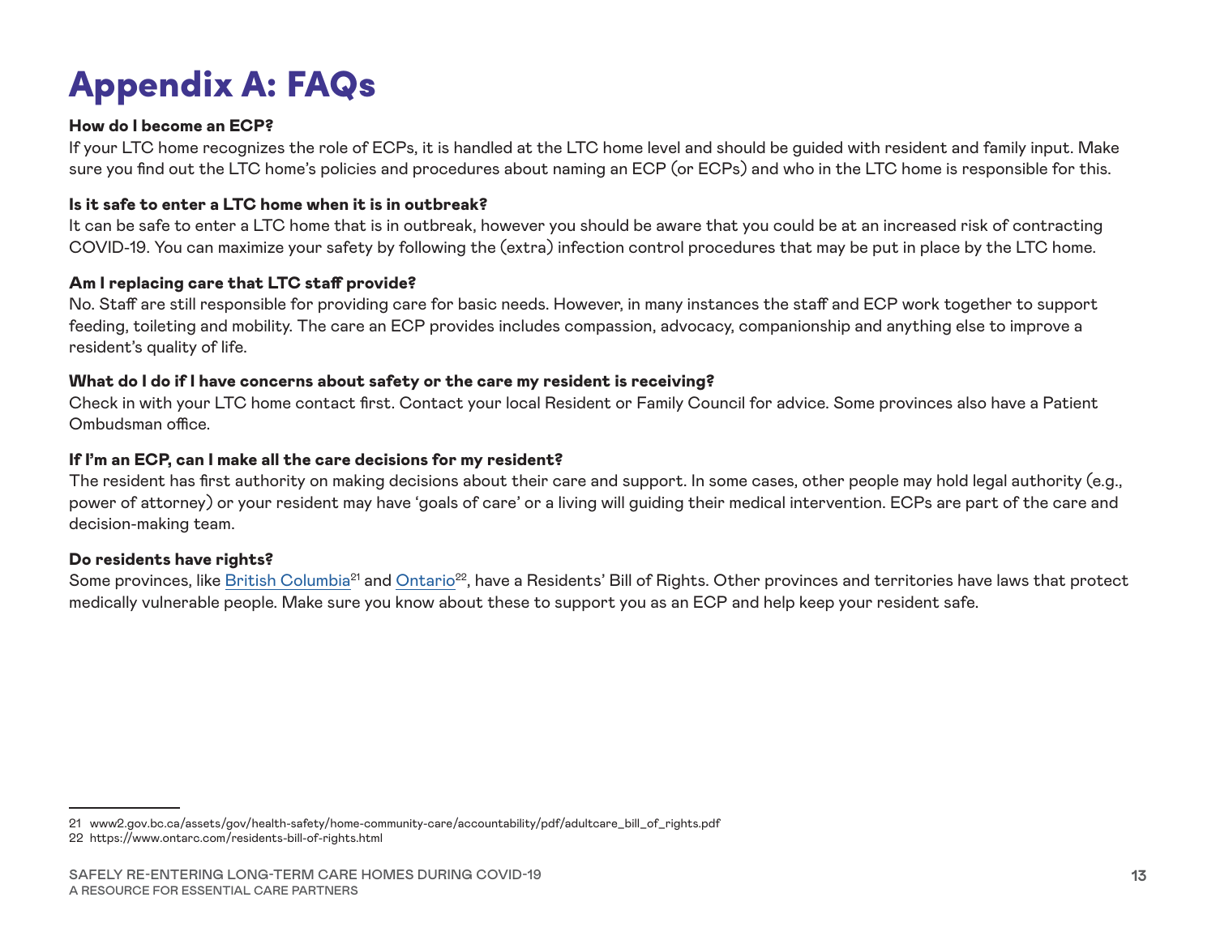# Appendix A: FAQs

**How do I become an ECP?**

If your LTC home recognizes the role of ECPs, it is handled at the LTC home level and should be guided with resident and family input. Make sure you find out the LTC home's policies and procedures about naming an ECP (or ECPs) and who in the LTC home is responsible for this.

**Is it safe to enter a LTC home when it is in outbreak?**

It can be safe to enter a LTC home that is in outbreak, however you should be aware that you could be at an increased risk of contracting COVID-19. You can maximize your safety by following the (extra) infection control procedures that may be put in place by the LTC home.

**Am I replacing care that LTC staff provide?**

No. Staff are still responsible for providing care for basic needs. However, in many instances the staff and ECP work together to support feeding, toileting and mobility. The care an ECP provides includes compassion, advocacy, companionship and anything else to improve a resident's quality of life.

**What do I do if I have concerns about safety or the care my resident is receiving?**

Check in with your LTC home contact first. Contact your local Resident or Family Council for advice. Some provinces also have a Patient Ombudsman office.

**If I'm an ECP, can I make all the care decisions for my resident?**

The resident has first authority on making decisions about their care and support. In some cases, other people may hold legal authority (e.g., power of attorney) or your resident may have 'goals of care' or a living will guiding their medical intervention. ECPs are part of the care and decision-making team.

**Do residents have rights?**

Some provinces, like British Columbia[21] and Ontario[22], have a Residents' Bill of Rights. Other provinces and territories have laws that protect medically vulnerable people. Make sure you know about these to support you as an ECP and help keep your resident safe.

---

21 www2.gov.bc.ca/assets/gov/health-safety/home-community-care/accountability/pdf/adultcare_bill_of_rights.pdf

22 https://www.ontarc.com/residents-bill-of-rights.html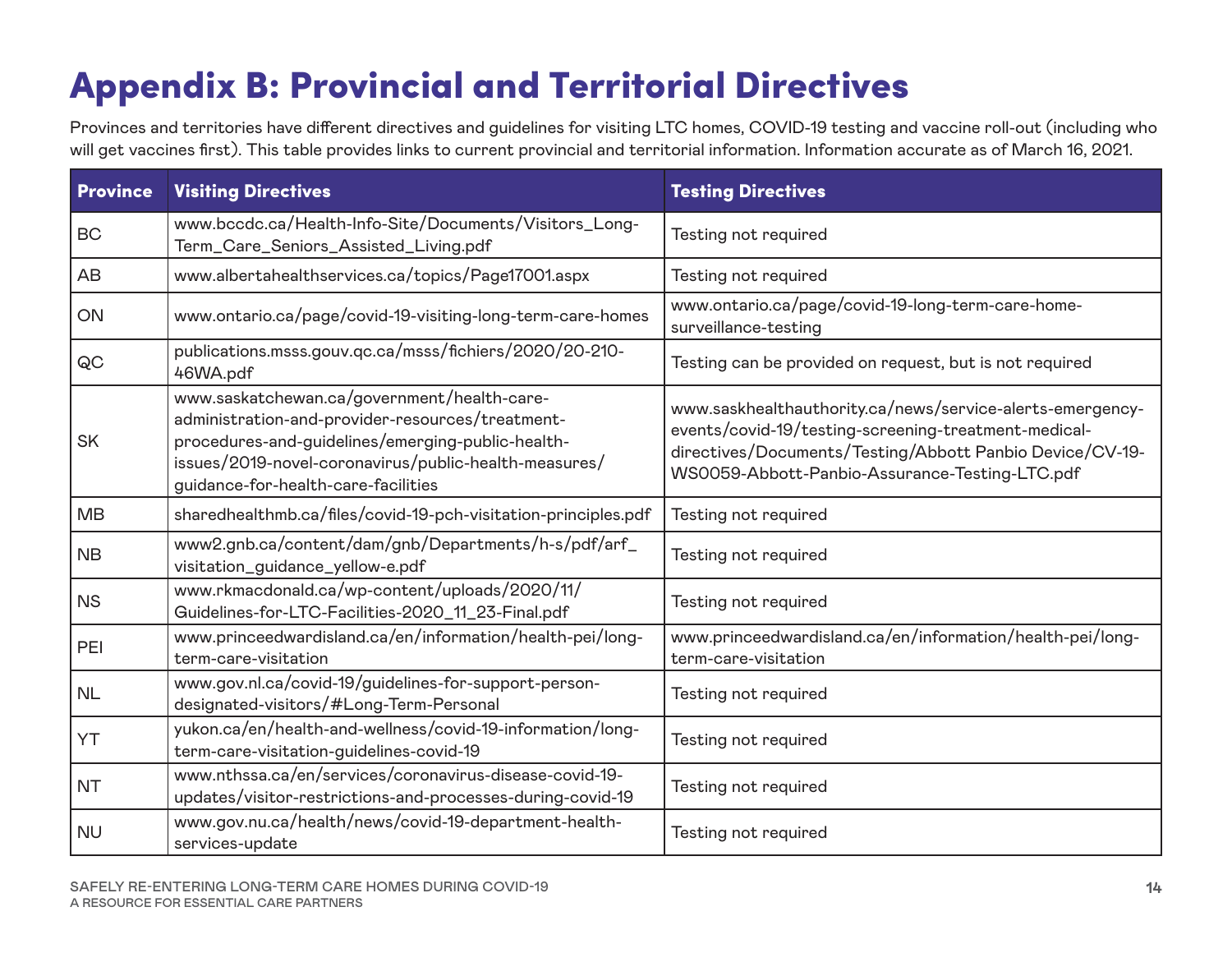# Appendix B: Provincial and Territorial Directives

Provinces and territories have different directives and guidelines for visiting LTC homes, COVID-19 testing and vaccine roll-out (including who will get vaccines first). This table provides links to current provincial and territorial information. Information accurate as of March 16, 2021.

| Province | Visiting Directives | Testing Directives |
|---|---|---|
| BC | www.bccdc.ca/Health-Info-Site/Documents/Visitors_Long-Term_Care_Seniors_Assisted_Living.pdf | Testing not required |
| AB | www.albertahealthservices.ca/topics/Page17001.aspx | Testing not required |
| ON | www.ontario.ca/page/covid-19-visiting-long-term-care-homes | www.ontario.ca/page/covid-19-long-term-care-home-surveillance-testing |
| QC | publications.msss.gouv.qc.ca/msss/fichiers/2020/20-210-46WA.pdf | Testing can be provided on request, but is not required |
| SK | www.saskatchewan.ca/government/health-care-administration-and-provider-resources/treatment-procedures-and-guidelines/emerging-public-health-issues/2019-novel-coronavirus/public-health-measures/guidance-for-health-care-facilities | www.saskhealthauthority.ca/news/service-alerts-emergency-events/covid-19/testing-screening-treatment-medical-directives/Documents/Testing/Abbott Panbio Device/CV-19-WS0059-Abbott-Panbio-Assurance-Testing-LTC.pdf |
| MB | sharedhealthmb.ca/files/covid-19-pch-visitation-principles.pdf | Testing not required |
| NB | www2.gnb.ca/content/dam/gnb/Departments/h-s/pdf/arf_visitation_guidance_yellow-e.pdf | Testing not required |
| NS | www.rkmacdonald.ca/wp-content/uploads/2020/11/Guidelines-for-LTC-Facilities-2020_11_23-Final.pdf | Testing not required |
| PEI | www.princeedwardisland.ca/en/information/health-pei/long-term-care-visitation | www.princeedwardisland.ca/en/information/health-pei/long-term-care-visitation |
| NL | www.gov.nl.ca/covid-19/guidelines-for-support-person-designated-visitors/#Long-Term-Personal | Testing not required |
| YT | yukon.ca/en/health-and-wellness/covid-19-information/long-term-care-visitation-guidelines-covid-19 | Testing not required |
| NT | www.nthssa.ca/en/services/coronavirus-disease-covid-19-updates/visitor-restrictions-and-processes-during-covid-19 | Testing not required |
| NU | www.gov.nu.ca/health/news/covid-19-department-health-services-update | Testing not required |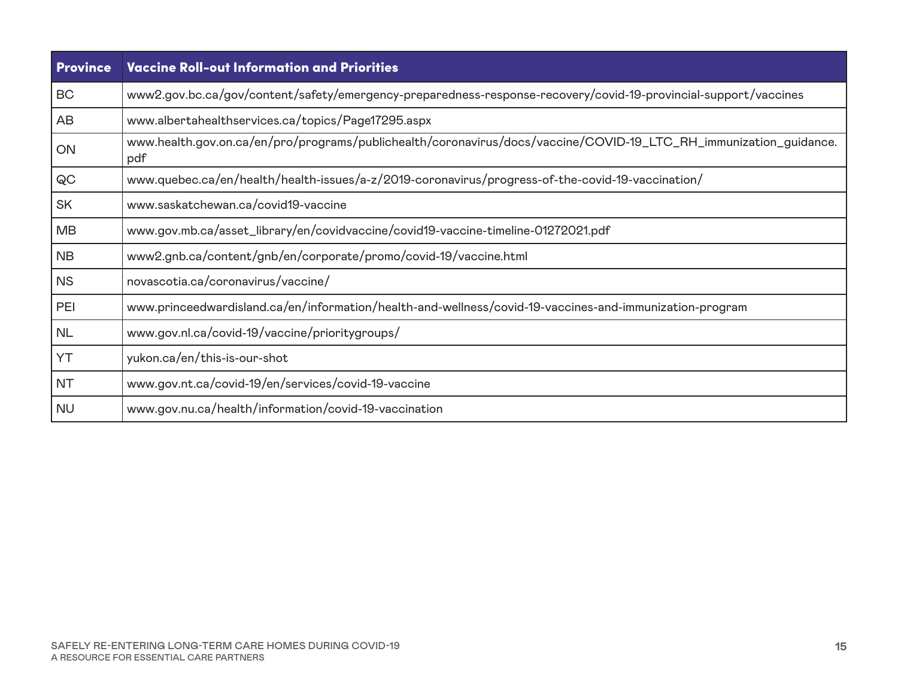| Province | Vaccine Roll-out Information and Priorities |
|---|---|
| BC | www2.gov.bc.ca/gov/content/safety/emergency-preparedness-response-recovery/covid-19-provincial-support/vaccines |
| AB | www.albertahealthservices.ca/topics/Page17295.aspx |
| ON | www.health.gov.on.ca/en/pro/programs/publichealth/coronavirus/docs/vaccine/COVID-19_LTC_RH_immunization_guidance.pdf |
| QC | www.quebec.ca/en/health/health-issues/a-z/2019-coronavirus/progress-of-the-covid-19-vaccination/ |
| SK | www.saskatchewan.ca/covid19-vaccine |
| MB | www.gov.mb.ca/asset_library/en/covidvaccine/covid19-vaccine-timeline-01272021.pdf |
| NB | www2.gnb.ca/content/gnb/en/corporate/promo/covid-19/vaccine.html |
| NS | novascotia.ca/coronavirus/vaccine/ |
| PEI | www.princeedwardisland.ca/en/information/health-and-wellness/covid-19-vaccines-and-immunization-program |
| NL | www.gov.nl.ca/covid-19/vaccine/prioritygroups/ |
| YT | yukon.ca/en/this-is-our-shot |
| NT | www.gov.nt.ca/covid-19/en/services/covid-19-vaccine |
| NU | www.gov.nu.ca/health/information/covid-19-vaccination |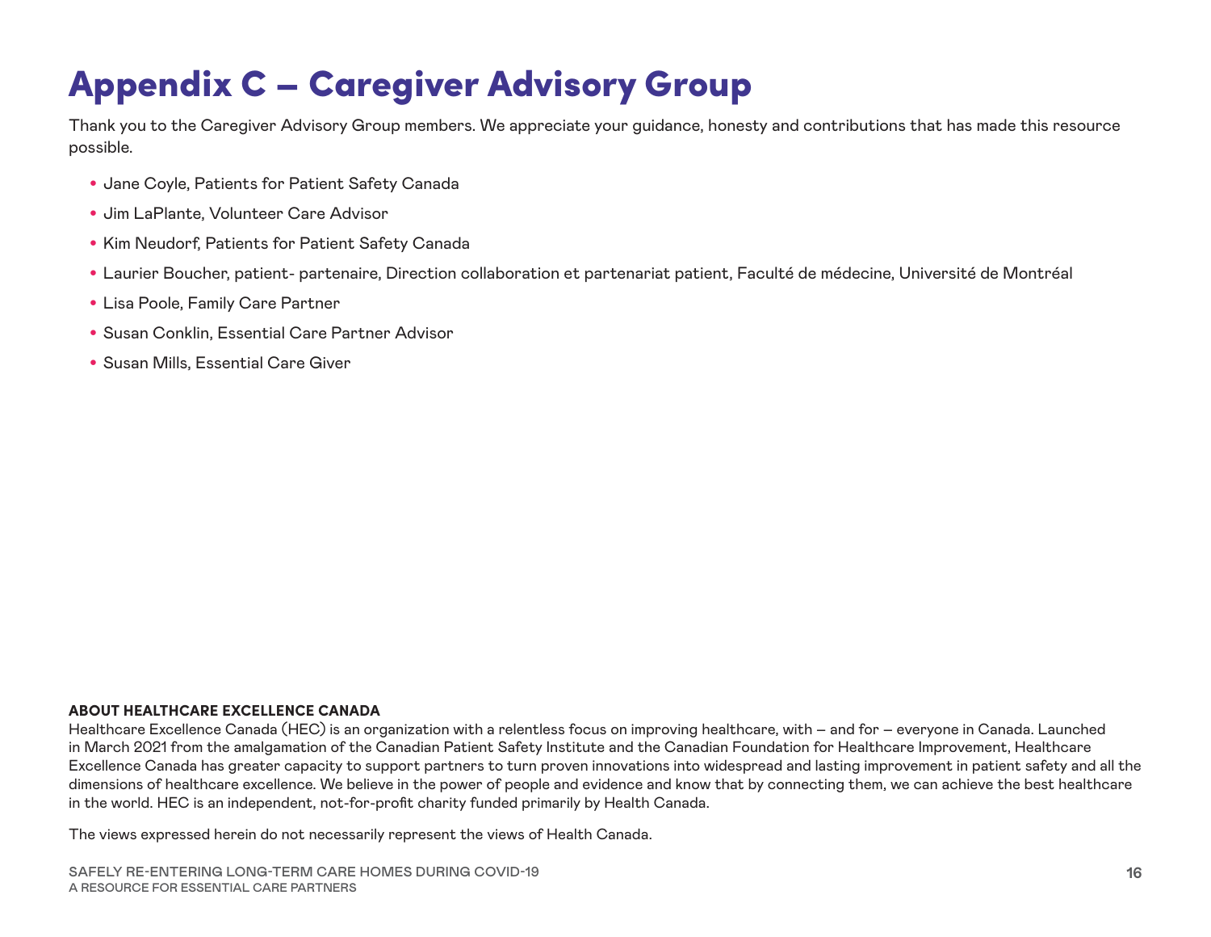# Appendix C – Caregiver Advisory Group

Thank you to the Caregiver Advisory Group members. We appreciate your guidance, honesty and contributions that has made this resource possible.

- Jane Coyle, Patients for Patient Safety Canada
- Jim LaPlante, Volunteer Care Advisor
- Kim Neudorf, Patients for Patient Safety Canada
- Laurier Boucher, patient- partenaire, Direction collaboration et partenariat patient, Faculté de médecine, Université de Montréal
- Lisa Poole, Family Care Partner
- Susan Conklin, Essential Care Partner Advisor
- Susan Mills, Essential Care Giver

**ABOUT HEALTHCARE EXCELLENCE CANADA**
Healthcare Excellence Canada (HEC) is an organization with a relentless focus on improving healthcare, with – and for – everyone in Canada. Launched in March 2021 from the amalgamation of the Canadian Patient Safety Institute and the Canadian Foundation for Healthcare Improvement, Healthcare Excellence Canada has greater capacity to support partners to turn proven innovations into widespread and lasting improvement in patient safety and all the dimensions of healthcare excellence. We believe in the power of people and evidence and know that by connecting them, we can achieve the best healthcare in the world. HEC is an independent, not-for-profit charity funded primarily by Health Canada.

The views expressed herein do not necessarily represent the views of Health Canada.